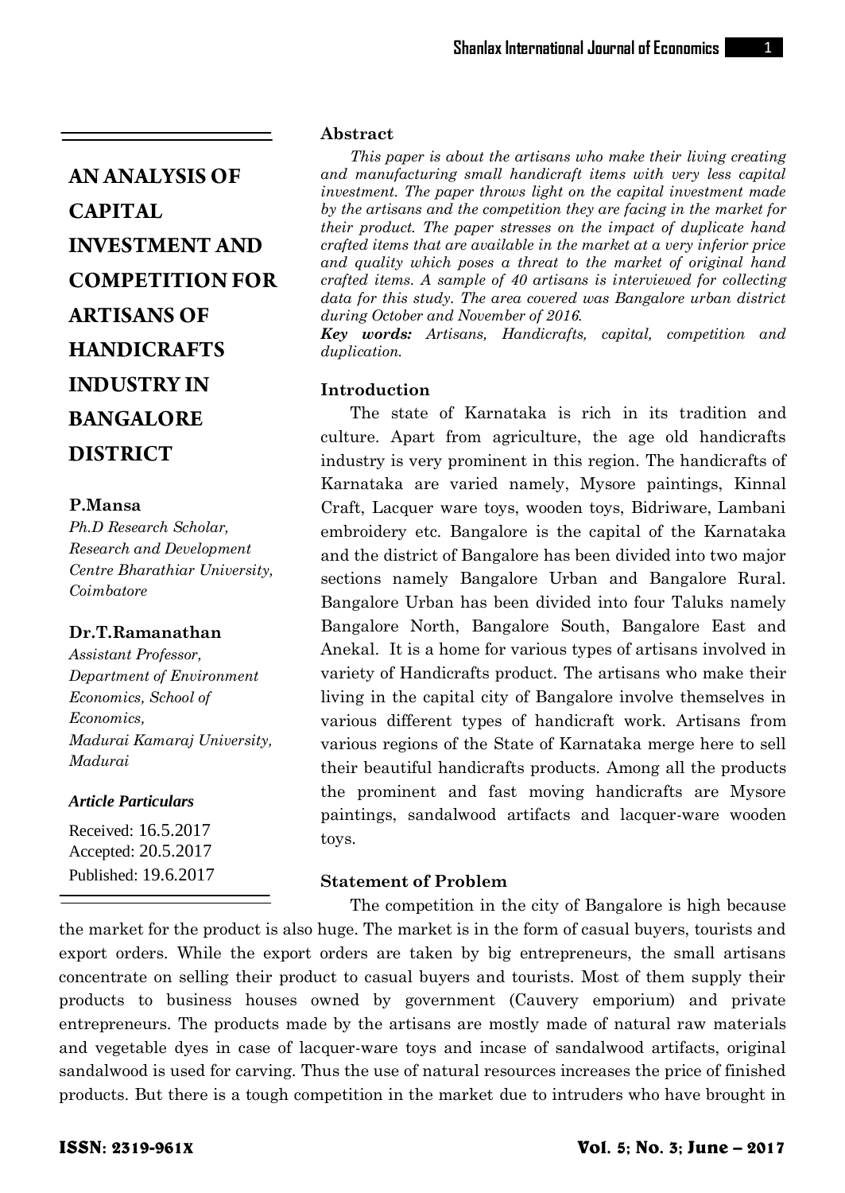# AN ANALYSIS OF CAPITAL INVESTMENT AND COMPETITION FOR ARTISANS OF HANDICRAFTS INDUSTRY IN BANGALORE DISTRICT

**P.Mansa**

*Ph.D Research Scholar, Research and Development Centre Bharathiar University, Coimbatore*

**Dr.T.Ramanathan**

*Assistant Professor, Department of Environment Economics, School of Economics, Madurai Kamaraj University, Madurai*

***Article Particulars***

Received: 16.5.2017

Accepted: 20.5.2017

Published: 19.6.2017

### Abstract

*This paper is about the artisans who make their living creating and manufacturing small handicraft items with very less capital investment. The paper throws light on the capital investment made by the artisans and the competition they are facing in the market for their product. The paper stresses on the impact of duplicate hand crafted items that are available in the market at a very inferior price and quality which poses a threat to the market of original hand crafted items. A sample of 40 artisans is interviewed for collecting data for this study. The area covered was Bangalore urban district during October and November of 2016.*

***Key words:*** *Artisans, Handicrafts, capital, competition and duplication.*

### Introduction

The state of Karnataka is rich in its tradition and culture. Apart from agriculture, the age old handicrafts industry is very prominent in this region. The handicrafts of Karnataka are varied namely, Mysore paintings, Kinnal Craft, Lacquer ware toys, wooden toys, Bidriware, Lambani embroidery etc. Bangalore is the capital of the Karnataka and the district of Bangalore has been divided into two major sections namely Bangalore Urban and Bangalore Rural. Bangalore Urban has been divided into four Taluks namely Bangalore North, Bangalore South, Bangalore East and Anekal. It is a home for various types of artisans involved in variety of Handicrafts product. The artisans who make their living in the capital city of Bangalore involve themselves in various different types of handicraft work. Artisans from various regions of the State of Karnataka merge here to sell their beautiful handicrafts products. Among all the products the prominent and fast moving handicrafts are Mysore paintings, sandalwood artifacts and lacquer-ware wooden toys.

### Statement of Problem

The competition in the city of Bangalore is high because the market for the product is also huge. The market is in the form of casual buyers, tourists and export orders. While the export orders are taken by big entrepreneurs, the small artisans concentrate on selling their product to casual buyers and tourists. Most of them supply their products to business houses owned by government (Cauvery emporium) and private entrepreneurs. The products made by the artisans are mostly made of natural raw materials and vegetable dyes in case of lacquer-ware toys and incase of sandalwood artifacts, original sandalwood is used for carving. Thus the use of natural resources increases the price of finished products. But there is a tough competition in the market due to intruders who have brought in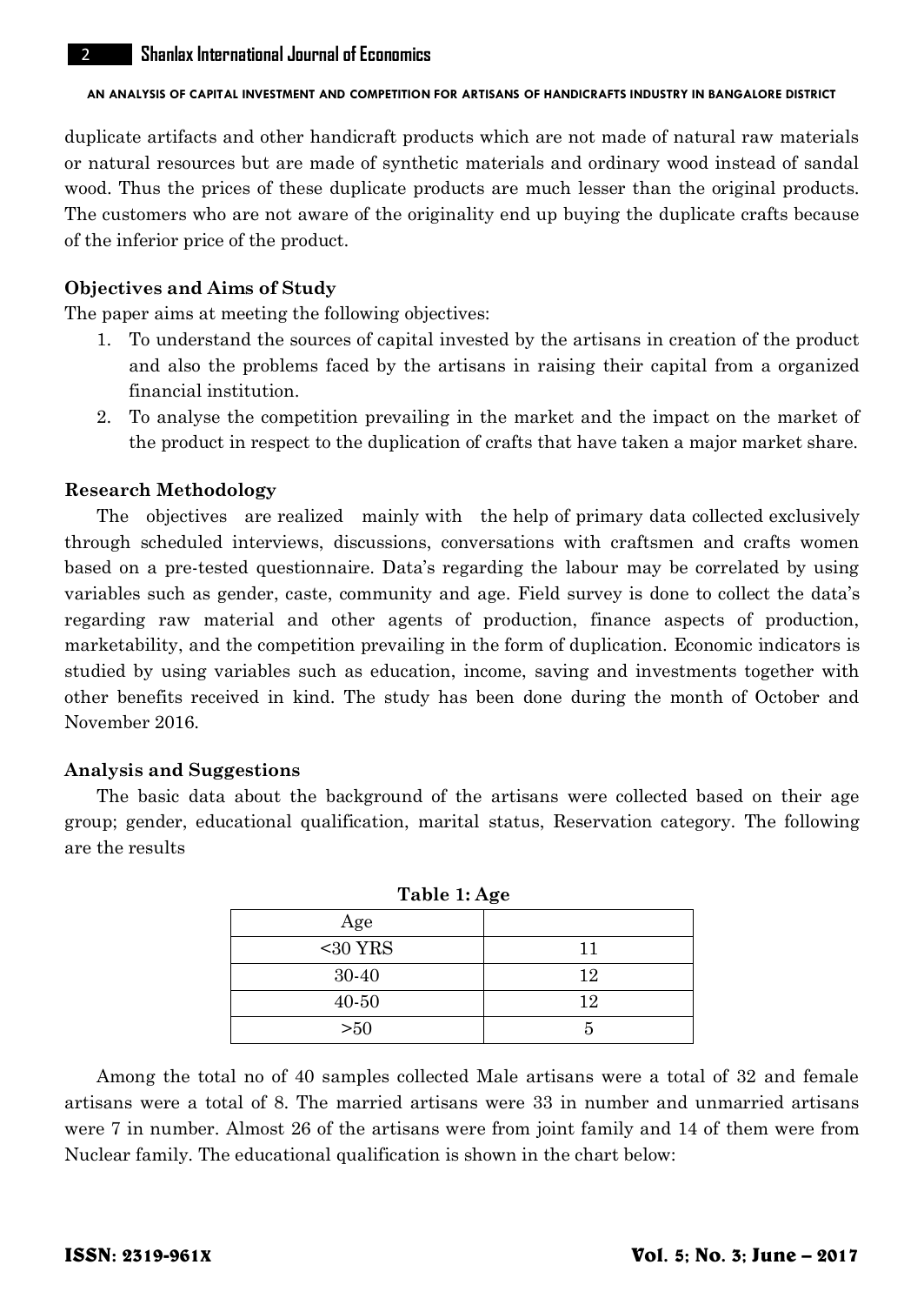duplicate artifacts and other handicraft products which are not made of natural raw materials or natural resources but are made of synthetic materials and ordinary wood instead of sandal wood. Thus the prices of these duplicate products are much lesser than the original products. The customers who are not aware of the originality end up buying the duplicate crafts because of the inferior price of the product.

### Objectives and Aims of Study

The paper aims at meeting the following objectives:

1. To understand the sources of capital invested by the artisans in creation of the product and also the problems faced by the artisans in raising their capital from a organized financial institution.
2. To analyse the competition prevailing in the market and the impact on the market of the product in respect to the duplication of crafts that have taken a major market share.

### Research Methodology

The objectives are realized mainly with the help of primary data collected exclusively through scheduled interviews, discussions, conversations with craftsmen and crafts women based on a pre-tested questionnaire. Data's regarding the labour may be correlated by using variables such as gender, caste, community and age. Field survey is done to collect the data's regarding raw material and other agents of production, finance aspects of production, marketability, and the competition prevailing in the form of duplication. Economic indicators is studied by using variables such as education, income, saving and investments together with other benefits received in kind. The study has been done during the month of October and November 2016.

### Analysis and Suggestions

The basic data about the background of the artisans were collected based on their age group; gender, educational qualification, marital status, Reservation category. The following are the results

**Table 1: Age**

| Age | |
|---|---|
| <30 YRS | 11 |
| 30-40 | 12 |
| 40-50 | 12 |
| >50 | 5 |

Among the total no of 40 samples collected Male artisans were a total of 32 and female artisans were a total of 8. The married artisans were 33 in number and unmarried artisans were 7 in number. Almost 26 of the artisans were from joint family and 14 of them were from Nuclear family. The educational qualification is shown in the chart below: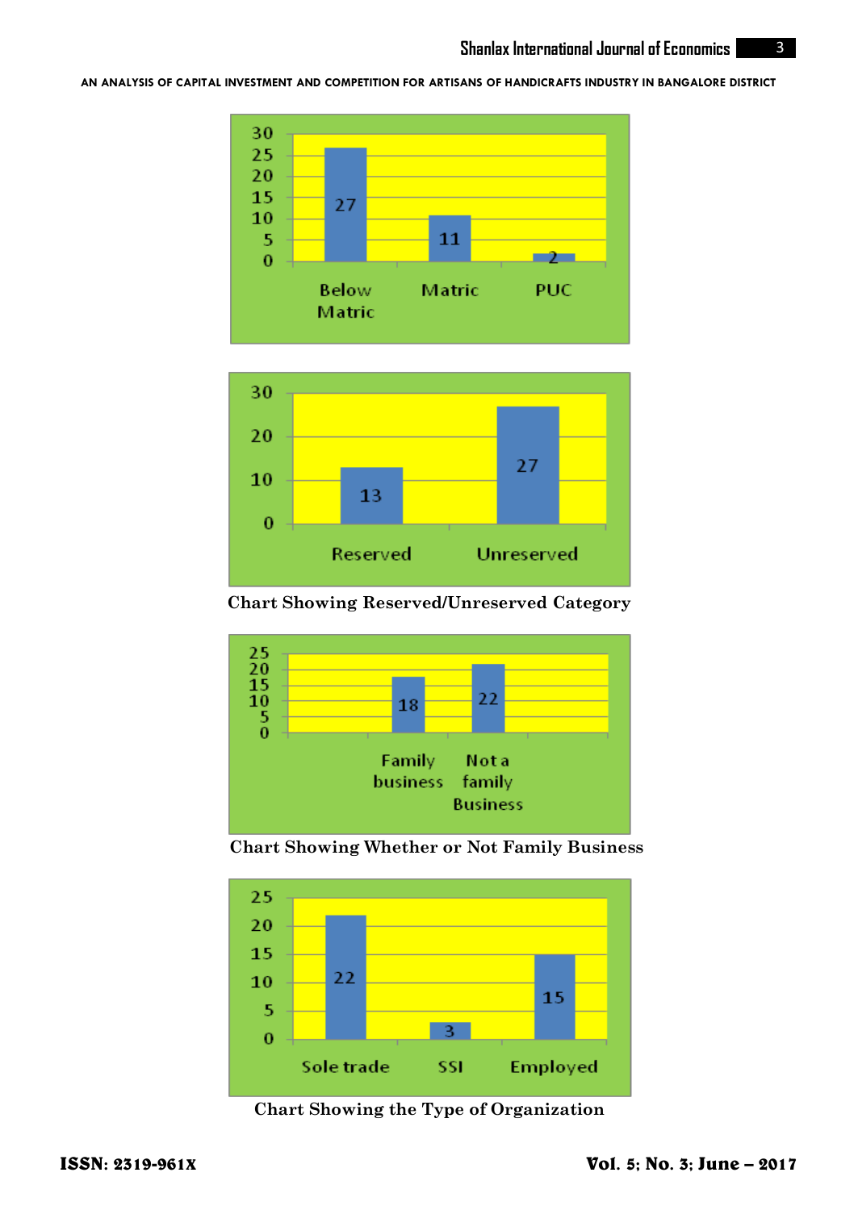Chart Showing Reserved/Unreserved Category

Chart Showing Whether or Not Family Business

Chart Showing the Type of Organization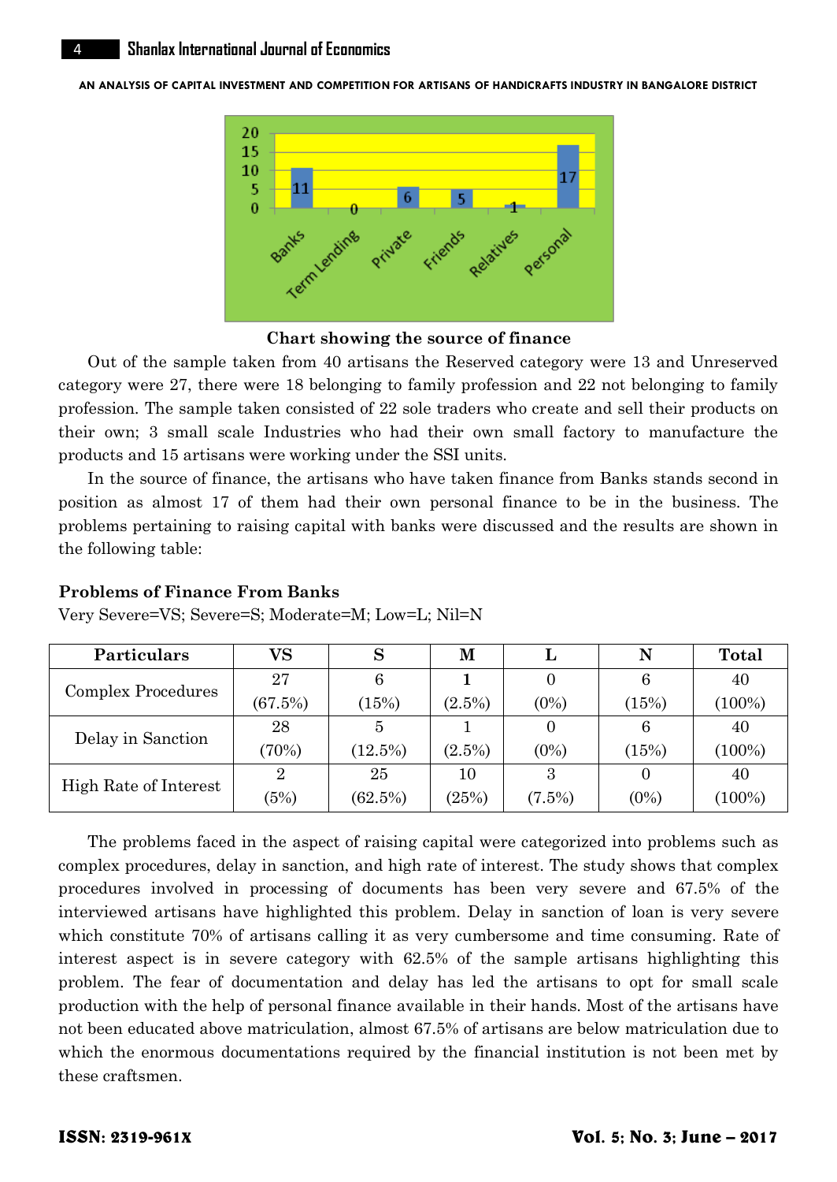**Chart showing the source of finance**

Out of the sample taken from 40 artisans the Reserved category were 13 and Unreserved category were 27, there were 18 belonging to family profession and 22 not belonging to family profession. The sample taken consisted of 22 sole traders who create and sell their products on their own; 3 small scale Industries who had their own small factory to manufacture the products and 15 artisans were working under the SSI units.

In the source of finance, the artisans who have taken finance from Banks stands second in position as almost 17 of them had their own personal finance to be in the business. The problems pertaining to raising capital with banks were discussed and the results are shown in the following table:

**Problems of Finance From Banks**

Very Severe=VS; Severe=S; Moderate=M; Low=L; Nil=N

| Particulars | VS | S | M | L | N | Total |
|---|---|---|---|---|---|---|
| Complex Procedures | 27 (67.5%) | 6 (15%) | **1** (2.5%) | 0 (0%) | 6 (15%) | 40 (100%) |
| Delay in Sanction | 28 (70%) | 5 (12.5%) | 1 (2.5%) | 0 (0%) | 6 (15%) | 40 (100%) |
| High Rate of Interest | 2 (5%) | 25 (62.5%) | 10 (25%) | 3 (7.5%) | 0 (0%) | 40 (100%) |

The problems faced in the aspect of raising capital were categorized into problems such as complex procedures, delay in sanction, and high rate of interest. The study shows that complex procedures involved in processing of documents has been very severe and 67.5% of the interviewed artisans have highlighted this problem. Delay in sanction of loan is very severe which constitute 70% of artisans calling it as very cumbersome and time consuming. Rate of interest aspect is in severe category with 62.5% of the sample artisans highlighting this problem. The fear of documentation and delay has led the artisans to opt for small scale production with the help of personal finance available in their hands. Most of the artisans have not been educated above matriculation, almost 67.5% of artisans are below matriculation due to which the enormous documentations required by the financial institution is not been met by these craftsmen.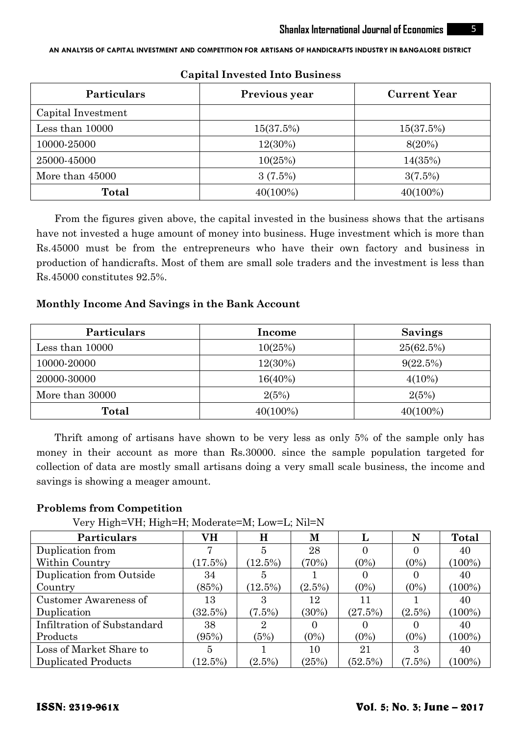### Capital Invested Into Business

| Particulars | Previous year | Current Year |
|---|---|---|
| Capital Investment | | |
| Less than 10000 | 15(37.5%) | 15(37.5%) |
| 10000-25000 | 12(30%) | 8(20%) |
| 25000-45000 | 10(25%) | 14(35%) |
| More than 45000 | 3 (7.5%) | 3(7.5%) |
| **Total** | 40(100%) | 40(100%) |

From the figures given above, the capital invested in the business shows that the artisans have not invested a huge amount of money into business. Huge investment which is more than Rs.45000 must be from the entrepreneurs who have their own factory and business in production of handicrafts. Most of them are small sole traders and the investment is less than Rs.45000 constitutes 92.5%.

### Monthly Income And Savings in the Bank Account

| Particulars | Income | Savings |
|---|---|---|
| Less than 10000 | 10(25%) | 25(62.5%) |
| 10000-20000 | 12(30%) | 9(22.5%) |
| 20000-30000 | 16(40%) | 4(10%) |
| More than 30000 | 2(5%) | 2(5%) |
| **Total** | 40(100%) | 40(100%) |

Thrift among of artisans have shown to be very less as only 5% of the sample only has money in their account as more than Rs.30000. since the sample population targeted for collection of data are mostly small artisans doing a very small scale business, the income and savings is showing a meager amount.

### Problems from Competition

Very High=VH; High=H; Moderate=M; Low=L; Nil=N

| Particulars | VH | H | M | L | N | Total |
|---|---|---|---|---|---|---|
| Duplication from Within Country | 7 (17.5%) | 5 (12.5%) | 28 (70%) | 0 (0%) | 0 (0%) | 40 (100%) |
| Duplication from Outside Country | 34 (85%) | 5 (12.5%) | 1 (2.5%) | 0 (0%) | 0 (0%) | 40 (100%) |
| Customer Awareness of Duplication | 13 (32.5%) | 3 (7.5%) | 12 (30%) | 11 (27.5%) | 1 (2.5%) | 40 (100%) |
| Infiltration of Substandard Products | 38 (95%) | 2 (5%) | 0 (0%) | 0 (0%) | 0 (0%) | 40 (100%) |
| Loss of Market Share to Duplicated Products | 5 (12.5%) | 1 (2.5%) | 10 (25%) | 21 (52.5%) | 3 (7.5%) | 40 (100%) |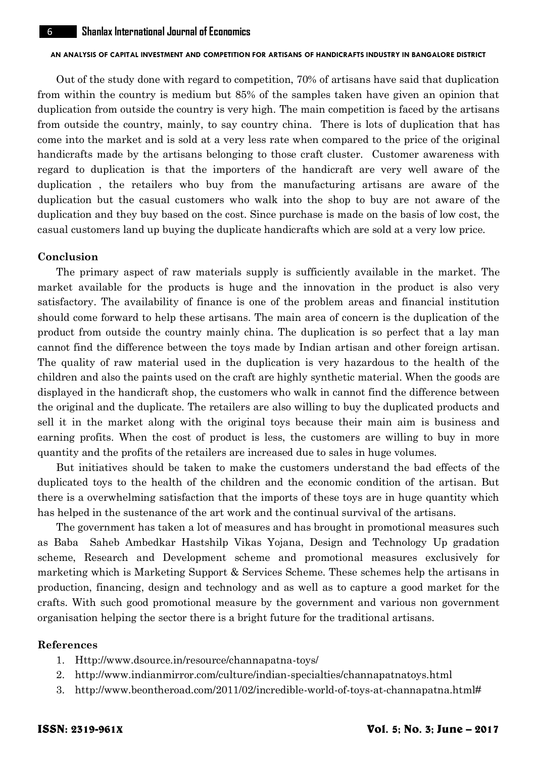Out of the study done with regard to competition, 70% of artisans have said that duplication from within the country is medium but 85% of the samples taken have given an opinion that duplication from outside the country is very high. The main competition is faced by the artisans from outside the country, mainly, to say country china. There is lots of duplication that has come into the market and is sold at a very less rate when compared to the price of the original handicrafts made by the artisans belonging to those craft cluster. Customer awareness with regard to duplication is that the importers of the handicraft are very well aware of the duplication , the retailers who buy from the manufacturing artisans are aware of the duplication but the casual customers who walk into the shop to buy are not aware of the duplication and they buy based on the cost. Since purchase is made on the basis of low cost, the casual customers land up buying the duplicate handicrafts which are sold at a very low price.

## Conclusion

The primary aspect of raw materials supply is sufficiently available in the market. The market available for the products is huge and the innovation in the product is also very satisfactory. The availability of finance is one of the problem areas and financial institution should come forward to help these artisans. The main area of concern is the duplication of the product from outside the country mainly china. The duplication is so perfect that a lay man cannot find the difference between the toys made by Indian artisan and other foreign artisan. The quality of raw material used in the duplication is very hazardous to the health of the children and also the paints used on the craft are highly synthetic material. When the goods are displayed in the handicraft shop, the customers who walk in cannot find the difference between the original and the duplicate. The retailers are also willing to buy the duplicated products and sell it in the market along with the original toys because their main aim is business and earning profits. When the cost of product is less, the customers are willing to buy in more quantity and the profits of the retailers are increased due to sales in huge volumes.

But initiatives should be taken to make the customers understand the bad effects of the duplicated toys to the health of the children and the economic condition of the artisan. But there is a overwhelming satisfaction that the imports of these toys are in huge quantity which has helped in the sustenance of the art work and the continual survival of the artisans.

The government has taken a lot of measures and has brought in promotional measures such as Baba Saheb Ambedkar Hastshilp Vikas Yojana, Design and Technology Up gradation scheme, Research and Development scheme and promotional measures exclusively for marketing which is Marketing Support & Services Scheme. These schemes help the artisans in production, financing, design and technology and as well as to capture a good market for the crafts. With such good promotional measure by the government and various non government organisation helping the sector there is a bright future for the traditional artisans.

## References

1. Http://www.dsource.in/resource/channapatna-toys/
2. http://www.indianmirror.com/culture/indian-specialties/channapatnatoys.html
3. http://www.beontheroad.com/2011/02/incredible-world-of-toys-at-channapatna.html#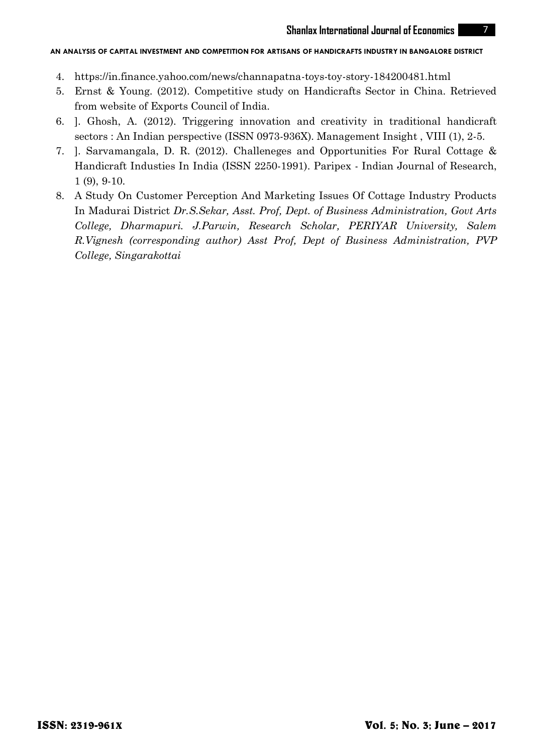4. https://in.finance.yahoo.com/news/channapatna-toys-toy-story-184200481.html
5. Ernst & Young. (2012). Competitive study on Handicrafts Sector in China. Retrieved from website of Exports Council of India.
6. ]. Ghosh, A. (2012). Triggering innovation and creativity in traditional handicraft sectors : An Indian perspective (ISSN 0973-936X). Management Insight , VIII (1), 2-5.
7. ]. Sarvamangala, D. R. (2012). Challeneges and Opportunities For Rural Cottage & Handicraft Industies In India (ISSN 2250-1991). Paripex - Indian Journal of Research, 1 (9), 9-10.
8. A Study On Customer Perception And Marketing Issues Of Cottage Industry Products In Madurai District *Dr.S.Sekar, Asst. Prof, Dept. of Business Administration, Govt Arts College, Dharmapuri. J.Parwin, Research Scholar, PERIYAR University, Salem R.Vignesh (corresponding author) Asst Prof, Dept of Business Administration, PVP College, Singarakottai*